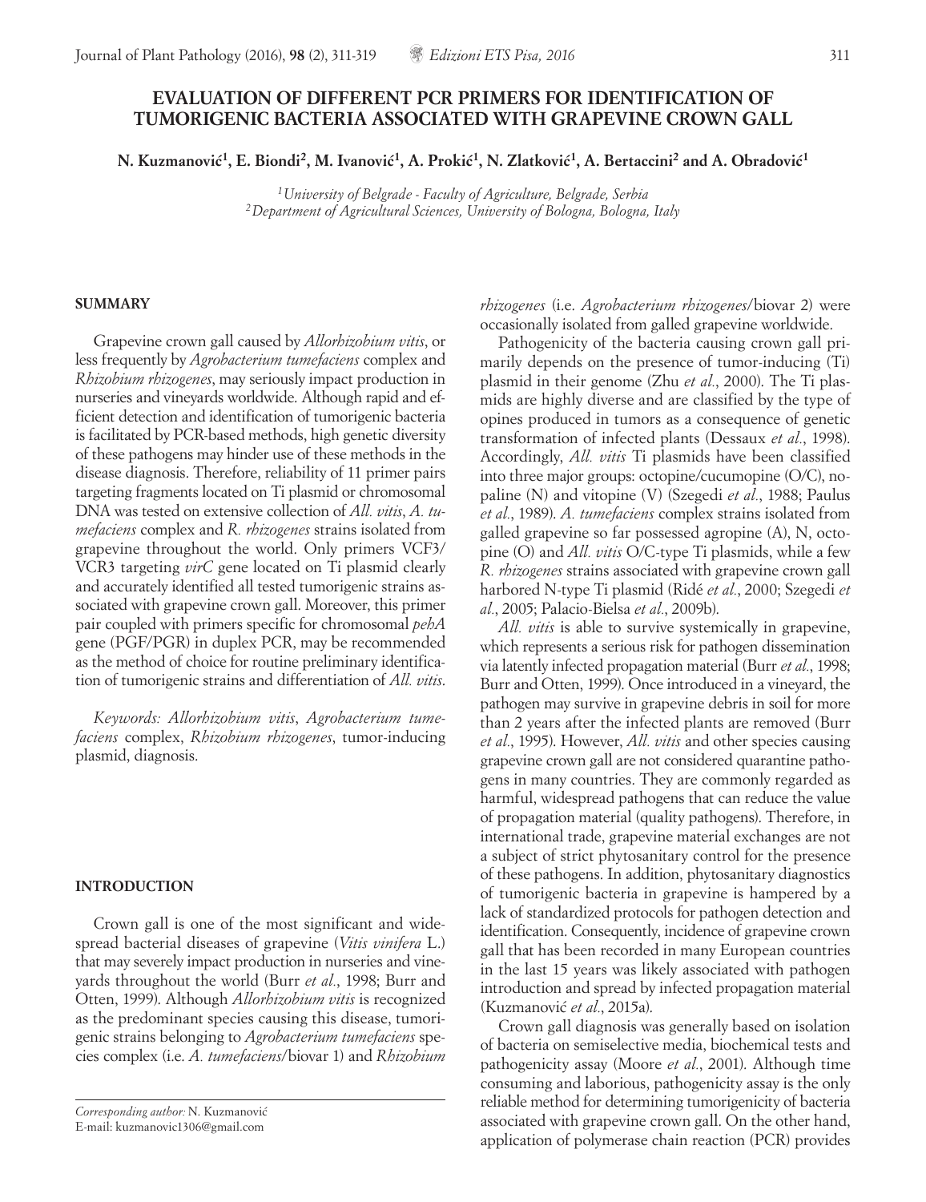# EVALUATION OF DIFFERENT PCR PRIMERS FOR IDENTIFICATION OF TUMORIGENIC BACTERIA ASSOCIATED WITH GRAPEVINE CROWN GALL

**N. Kuzmanović[1], E. Biondi[2], M. Ivanović[1], A. Prokić[1], N. Zlatković[1], A. Bertaccini[2] and A. Obradović[1]**

*[1]University of Belgrade - Faculty of Agriculture, Belgrade, Serbia*
*[2]Department of Agricultural Sciences, University of Bologna, Bologna, Italy*

## SUMMARY

Grapevine crown gall caused by *Allorhizobium vitis*, or less frequently by *Agrobacterium tumefaciens* complex and *Rhizobium rhizogenes*, may seriously impact production in nurseries and vineyards worldwide. Although rapid and efficient detection and identification of tumorigenic bacteria is facilitated by PCR-based methods, high genetic diversity of these pathogens may hinder use of these methods in the disease diagnosis. Therefore, reliability of 11 primer pairs targeting fragments located on Ti plasmid or chromosomal DNA was tested on extensive collection of *All. vitis*, *A. tumefaciens* complex and *R. rhizogenes* strains isolated from grapevine throughout the world. Only primers VCF3/VCR3 targeting *virC* gene located on Ti plasmid clearly and accurately identified all tested tumorigenic strains associated with grapevine crown gall. Moreover, this primer pair coupled with primers specific for chromosomal *pehA* gene (PGF/PGR) in duplex PCR, may be recommended as the method of choice for routine preliminary identification of tumorigenic strains and differentiation of *All. vitis*.

*Keywords: Allorhizobium vitis*, *Agrobacterium tumefaciens* complex, *Rhizobium rhizogenes*, tumor-inducing plasmid, diagnosis.

## INTRODUCTION

Crown gall is one of the most significant and widespread bacterial diseases of grapevine (*Vitis vinifera* L.) that may severely impact production in nurseries and vineyards throughout the world (Burr *et al.*, 1998; Burr and Otten, 1999). Although *Allorhizobium vitis* is recognized as the predominant species causing this disease, tumorigenic strains belonging to *Agrobacterium tumefaciens* species complex (i.e. *A. tumefaciens*/biovar 1) and *Rhizobium rhizogenes* (i.e. *Agrobacterium rhizogenes*/biovar 2) were occasionally isolated from galled grapevine worldwide.

Pathogenicity of the bacteria causing crown gall primarily depends on the presence of tumor-inducing (Ti) plasmid in their genome (Zhu *et al.*, 2000). The Ti plasmids are highly diverse and are classified by the type of opines produced in tumors as a consequence of genetic transformation of infected plants (Dessaux *et al.*, 1998). Accordingly, *All. vitis* Ti plasmids have been classified into three major groups: octopine/cucumopine (O/C), nopaline (N) and vitopine (V) (Szegedi *et al.*, 1988; Paulus *et al.*, 1989). *A. tumefaciens* complex strains isolated from galled grapevine so far possessed agropine (A), N, octopine (O) and *All. vitis* O/C-type Ti plasmids, while a few *R. rhizogenes* strains associated with grapevine crown gall harbored N-type Ti plasmid (Ridé *et al.*, 2000; Szegedi *et al.*, 2005; Palacio-Bielsa *et al.*, 2009b).

*All. vitis* is able to survive systemically in grapevine, which represents a serious risk for pathogen dissemination via latently infected propagation material (Burr *et al.*, 1998; Burr and Otten, 1999). Once introduced in a vineyard, the pathogen may survive in grapevine debris in soil for more than 2 years after the infected plants are removed (Burr *et al.*, 1995). However, *All. vitis* and other species causing grapevine crown gall are not considered quarantine pathogens in many countries. They are commonly regarded as harmful, widespread pathogens that can reduce the value of propagation material (quality pathogens). Therefore, in international trade, grapevine material exchanges are not a subject of strict phytosanitary control for the presence of these pathogens. In addition, phytosanitary diagnostics of tumorigenic bacteria in grapevine is hampered by a lack of standardized protocols for pathogen detection and identification. Consequently, incidence of grapevine crown gall that has been recorded in many European countries in the last 15 years was likely associated with pathogen introduction and spread by infected propagation material (Kuzmanović *et al.*, 2015a).

Crown gall diagnosis was generally based on isolation of bacteria on semiselective media, biochemical tests and pathogenicity assay (Moore *et al.*, 2001). Although time consuming and laborious, pathogenicity assay is the only reliable method for determining tumorigenicity of bacteria associated with grapevine crown gall. On the other hand, application of polymerase chain reaction (PCR) provides

*Corresponding author:* N. Kuzmanović
E-mail: kuzmanovic1306@gmail.com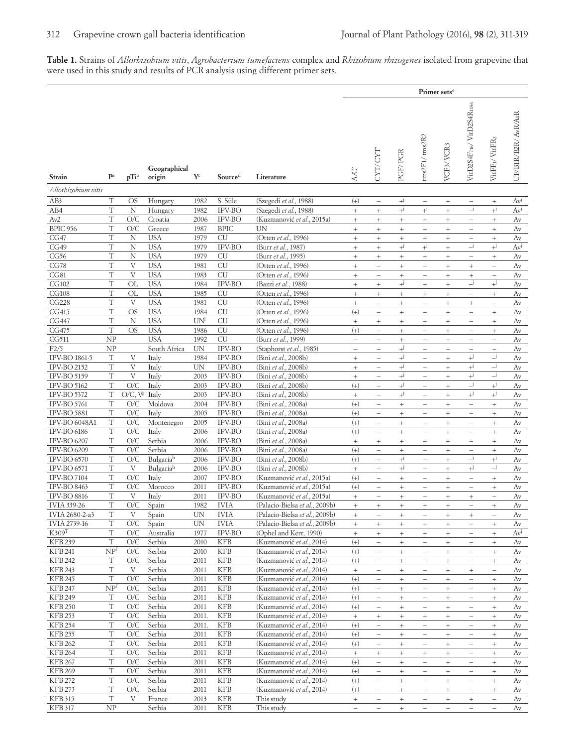**Table 1.** Strains of *Allorhizobium vitis*, *Agrobacterium tumefaciens* complex and *Rhizobium rhizogenes* isolated from grapevine that were used in this study and results of PCR analysis using different primer sets.

| Strain | P[a] | pTi[b] | Geographical origin | Y[c] | Source[d] | Literature | Primer sets[e] | | | | | | | |
|---|---|---|---|---|---|---|---|---|---|---|---|---|---|---|
| | | | | | | | A/C' | CYT/CYT' | PGF/PGR | tms2F1/tms2R2 | VCF3/VCR3 | $VirD2S4F_{716}$/ $VirD2S4R_{1036}$ | $VirFF_1$/ $VirFR_2$ | UF/B1R/B2R/AvR/ArR |
| *Allorhizobium vitis* | | | | | | | | | | | | | | |
| AB3 | T | OS | Hungary | 1982 | S. Süle | (Szegedi *et al*., 1988) | (+) | – | +[j] | – | + | – | + | Av[j] |
| AB4 | T | N | Hungary | 1982 | IPV-BO | (Szegedi *et al*., 1988) | + | + | +[j] | +[j] | + | –[j] | +[j] | Av[j] |
| Av2 | T | O/C | Croatia | 2006 | IPV-BO | (Kuzmanović *et al*., 2015a) | + | + | + | + | + | – | + | Av |
| BPIC 956 | T | O/C | Greece | 1987 | BPIC | UN | + | + | + | + | + | – | + | Av |
| CG47 | T | N | USA | 1979 | CU | (Otten *et al*., 1996) | + | + | + | + | + | – | + | Av |
| CG49 | T | N | USA | 1979 | IPV-BO | (Burr *et al*., 1987) | + | + | +[j] | +[j] | + | –[j] | +[j] | Av[j] |
| CG56 | T | N | USA | 1979 | CU | (Burr *et al*., 1995) | + | + | + | + | + | – | + | Av |
| CG78 | T | V | USA | 1981 | CU | (Otten *et al*., 1996) | + | – | + | – | + | + | – | Av |
| CG81 | T | V | USA | 1983 | CU | (Otten *et al*., 1996) | + | – | + | – | + | + | – | Av |
| CG102 | T | OL | USA | 1984 | IPV-BO | (Bazzi *et al*., 1988) | + | + | +[j] | + | + | –[j] | +[j] | Av |
| CG108 | T | OL | USA | 1985 | CU | (Otten *et al*., 1996) | + | + | + | + | + | – | + | Av |
| CG228 | T | V | USA | 1981 | CU | (Otten *et al*., 1996) | + | – | + | – | + | + | – | Av |
| CG415 | T | OS | USA | 1984 | CU | (Otten *et al*., 1996) | (+) | – | + | – | + | – | + | Av |
| CG447 | T | N | USA | UN[i] | CU | (Otten *et al*., 1996) | + | + | + | + | + | – | + | Av |
| CG475 | T | OS | USA | 1986 | CU | (Otten *et al*., 1996) | (+) | – | + | – | + | – | + | Av |
| CG511 | NP | | USA | 1992 | CU | (Burr *et al*., 1999) | – | – | + | – | – | – | – | Av |
| F2/5 | NP | | South Africa | UN | IPV-BO | (Staphorst *et al*., 1985) | – | – | +[j] | – | – | – | – | Av |
| IPV-BO 1861-5 | T | V | Italy | 1984 | IPV-BO | (Bini *et al*., 2008b) | + | – | +[j] | – | + | +[j] | –[j] | Av |
| IPV-BO 2152 | T | V | Italy | UN | IPV-BO | (Bini *et al*., 2008b) | + | – | +[j] | – | + | +[j] | –[j] | Av |
| IPV-BO 5159 | T | V | Italy | 2003 | IPV-BO | (Bini *et al*., 2008b) | + | – | +[j] | – | + | +[j] | –[j] | Av |
| IPV-BO 5162 | T | O/C | Italy | 2003 | IPV-BO | (Bini *et al*., 2008b) | (+) | – | +[j] | – | + | –[j] | +[j] | Av |
| IPV-BO 5372 | T | O/C, V[g] | Italy | 2003 | IPV-BO | (Bini *et al*., 2008b) | + | – | +[j] | – | + | +[j] | +[j] | Av |
| IPV-BO 5761 | T | O/C | Moldova | 2004 | IPV-BO | (Bini *et al*., 2008a) | (+) | – | + | – | + | – | + | Av |
| IPV-BO 5881 | T | O/C | Italy | 2005 | IPV-BO | (Bini *et al*., 2008a) | (+) | – | + | – | + | – | + | Av |
| IPV-BO 6048A1 | T | O/C | Montenegro | 2005 | IPV-BO | (Bini *et al*., 2008a) | (+) | – | + | – | + | – | + | Av |
| IPV-BO 6186 | T | O/C | Italy | 2006 | IPV-BO | (Bini *et al*., 2008a) | (+) | – | + | – | + | – | + | Av |
| IPV-BO 6207 | T | O/C | Serbia | 2006 | IPV-BO | (Bini *et al*., 2008a) | + | + | + | + | + | – | + | Av |
| IPV-BO 6209 | T | O/C | Serbia | 2006 | IPV-BO | (Bini *et al*., 2008a) | (+) | – | + | – | + | – | + | Av |
| IPV-BO 6570 | T | O/C | Bulgaria[h] | 2006 | IPV-BO | (Bini *et al*., 2008b) | (+) | – | +[j] | – | + | –[j] | +[j] | Av |
| IPV-BO 6571 | T | V | Bulgaria[h] | 2006 | IPV-BO | (Bini *et al*., 2008b) | + | – | +[j] | – | + | +[j] | –[j] | Av |
| IPV-BO 7104 | T | O/C | Italy | 2007 | IPV-BO | (Kuzmanović *et al*., 2015a) | (+) | – | + | – | + | – | + | Av |
| IPV-BO 8463 | T | O/C | Morocco | 2011 | IPV-BO | (Kuzmanović *et al*., 2015a) | (+) | – | + | – | + | – | + | Av |
| IPV-BO 8816 | T | V | Italy | 2011 | IPV-BO | (Kuzmanović *et al*., 2015a) | + | – | + | – | + | + | – | Av |
| IVIA 339-26 | T | O/C | Spain | 1982 | IVIA | (Palacio-Bielsa *et al*., 2009b) | + | + | + | + | + | – | + | Av |
| IVIA 2680-2-a3 | T | V | Spain | UN | IVIA | (Palacio-Bielsa *et al*., 2009b) | + | – | + | – | + | + | – | Av |
| IVIA 2739-16 | T | O/C | Spain | UN | IVIA | (Palacio-Bielsa *et al*., 2009b) | + | + | + | + | + | – | + | Av |
| K309[T] | T | O/C | Australia | 1977 | IPV-BO | (Ophel and Kerr, 1990) | + | + | + | + | + | – | + | Av[j] |
| KFB 239 | T | O/C | Serbia | 2010 | KFB | (Kuzmanović *et al*., 2014) | (+) | – | + | – | + | – | + | Av |
| KFB 241 | NP[f] | O/C | Serbia | 2010 | KFB | (Kuzmanović *et al*., 2014) | (+) | – | + | – | + | – | + | Av |
| KFB 242 | T | O/C | Serbia | 2011 | KFB | (Kuzmanović *et al*., 2014) | (+) | – | + | – | + | – | + | Av |
| KFB 243 | T | V | Serbia | 2011 | KFB | (Kuzmanović *et al*., 2014) | + | – | + | – | + | + | – | Av |
| KFB 245 | T | O/C | Serbia | 2011 | KFB | (Kuzmanović *et al*., 2014) | (+) | – | + | – | + | – | + | Av |
| KFB 247 | NP[f] | O/C | Serbia | 2011 | KFB | (Kuzmanović *et al*., 2014) | (+) | – | + | – | + | – | + | Av |
| KFB 249 | T | O/C | Serbia | 2011 | KFB | (Kuzmanović *et al*., 2014) | (+) | – | + | – | + | – | + | Av |
| KFB 250 | T | O/C | Serbia | 2011 | KFB | (Kuzmanović *et al*., 2014) | (+) | – | + | – | + | – | + | Av |
| KFB 253 | T | O/C | Serbia | 2011. | KFB | (Kuzmanović *et al*., 2014) | + | + | + | + | + | – | + | Av |
| KFB 254 | T | O/C | Serbia | 2011. | KFB | (Kuzmanović *et al*., 2014) | (+) | – | + | – | + | – | + | Av |
| KFB 255 | T | O/C | Serbia | 2011 | KFB | (Kuzmanović *et al*., 2014) | (+) | – | + | – | + | – | + | Av |
| KFB 262 | T | O/C | Serbia | 2011 | KFB | (Kuzmanović *et al*., 2014) | (+) | – | + | – | + | – | + | Av |
| KFB 264 | T | O/C | Serbia | 2011 | KFB | (Kuzmanović *et al*., 2014) | + | + | + | + | + | – | + | Av |
| KFB 267 | T | O/C | Serbia | 2011 | KFB | (Kuzmanović *et al*., 2014) | (+) | – | + | – | + | – | + | Av |
| KFB 269 | T | O/C | Serbia | 2011 | KFB | (Kuzmanović *et al*., 2014) | (+) | – | + | – | + | – | + | Av |
| KFB 272 | T | O/C | Serbia | 2011 | KFB | (Kuzmanović *et al*., 2014) | (+) | – | + | – | + | – | + | Av |
| KFB 273 | T | O/C | Serbia | 2011 | KFB | (Kuzmanović *et al*., 2014) | (+) | – | + | – | + | – | + | Av |
| KFB 315 | T | V | France | 2013 | KFB | This study | + | – | + | – | + | + | – | Av |
| KFB 317 | NP | | Serbia | 2011 | KFB | This study | – | – | + | – | – | – | – | Av |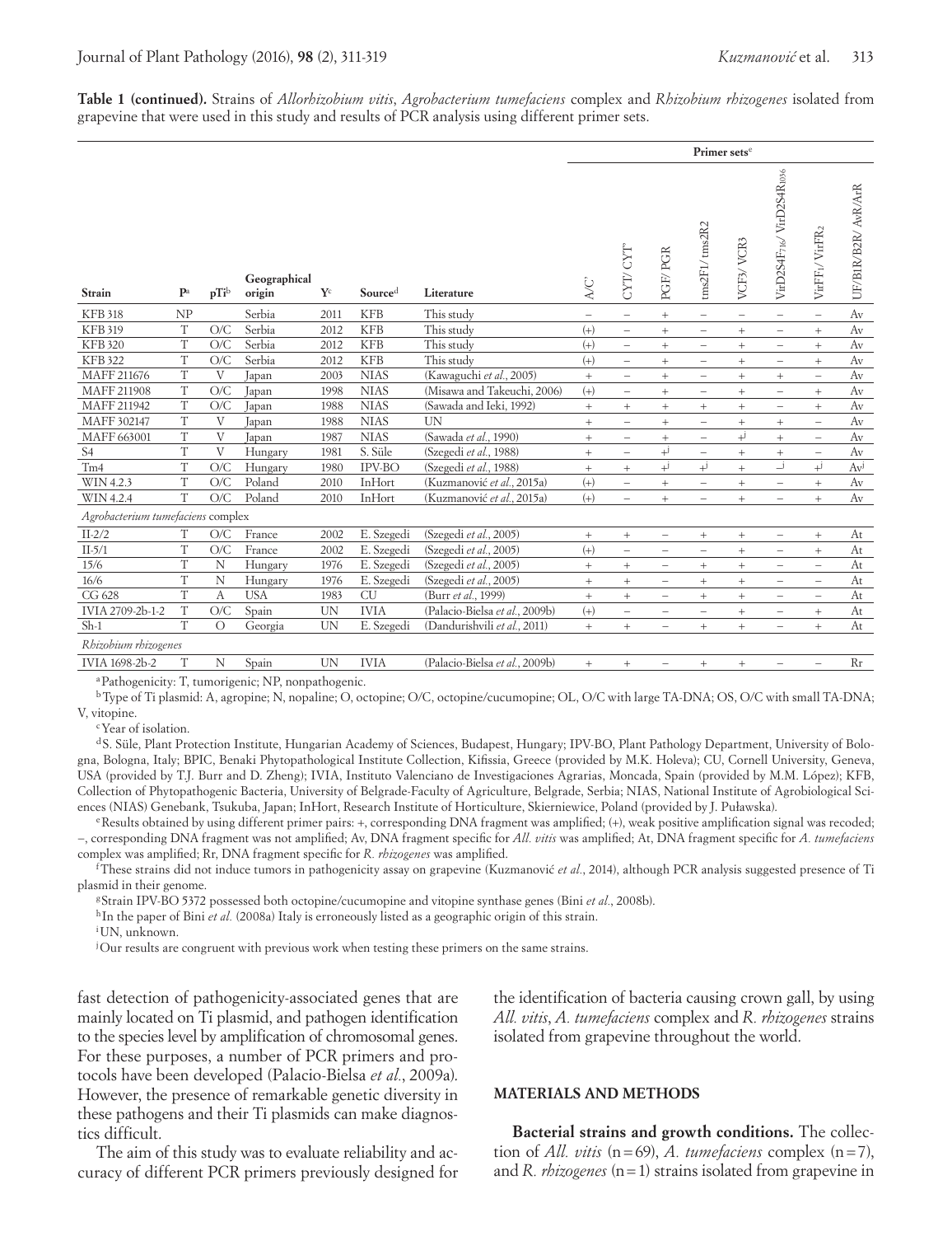**Table 1 (continued).** Strains of *Allorhizobium vitis*, *Agrobacterium tumefaciens* complex and *Rhizobium rhizogenes* isolated from grapevine that were used in this study and results of PCR analysis using different primer sets.

| Strain | P[a] | pTi[b] | Geographical origin | Y[c] | Source[d] | Literature | Primer sets[e] | | | | | | | |
|---|---|---|---|---|---|---|---|---|---|---|---|---|---|---|
| | | | | | | | A/C' | CYT/CYT' | PGF/PGR | tms2F1/tms2R2 | VCF3/VCR3 | VirD2S4F716/VirD2S4R1036 | VirFF1/VirFR2 | UF/B1R/B2R/AvR/ArR |
| KFB 318 | NP | | Serbia | 2011 | KFB | This study | – | – | + | – | – | – | – | Av |
| KFB 319 | T | O/C | Serbia | 2012 | KFB | This study | (+) | – | + | – | + | – | + | Av |
| KFB 320 | T | O/C | Serbia | 2012 | KFB | This study | (+) | – | + | – | + | – | + | Av |
| KFB 322 | T | O/C | Serbia | 2012 | KFB | This study | (+) | – | + | – | + | – | + | Av |
| MAFF 211676 | T | V | Japan | 2003 | NIAS | (Kawaguchi *et al.*, 2005) | + | – | + | – | + | + | – | Av |
| MAFF 211908 | T | O/C | Japan | 1998 | NIAS | (Misawa and Takeuchi, 2006) | (+) | – | + | – | + | – | + | Av |
| MAFF 211942 | T | O/C | Japan | 1988 | NIAS | (Sawada and Ieki, 1992) | + | + | + | + | + | – | + | Av |
| MAFF 302147 | T | V | Japan | 1988 | NIAS | UN | + | – | + | – | + | + | – | Av |
| MAFF 663001 | T | V | Japan | 1987 | NIAS | (Sawada *et al.*, 1990) | + | – | + | – | +[j] | + | – | Av |
| S4 | T | V | Hungary | 1981 | S. Süle | (Szegedi *et al.*, 1988) | + | – | +[j] | – | + | + | – | Av |
| Tm4 | T | O/C | Hungary | 1980 | IPV-BO | (Szegedi *et al.*, 1988) | + | + | +[j] | +[j] | + | –[j] | +[j] | Av[j] |
| WIN 4.2.3 | T | O/C | Poland | 2010 | InHort | (Kuzmanović *et al.*, 2015a) | (+) | – | + | – | + | – | + | Av |
| WIN 4.2.4 | T | O/C | Poland | 2010 | InHort | (Kuzmanović *et al.*, 2015a) | (+) | – | + | – | + | – | + | Av |
| *Agrobacterium tumefaciens* complex | | | | | | | | | | | | | | |
| II-2/2 | T | O/C | France | 2002 | E. Szegedi | (Szegedi *et al.*, 2005) | + | + | – | + | + | – | + | At |
| II-5/1 | T | O/C | France | 2002 | E. Szegedi | (Szegedi *et al.*, 2005) | (+) | – | – | – | + | – | + | At |
| 15/6 | T | N | Hungary | 1976 | E. Szegedi | (Szegedi *et al.*, 2005) | + | + | – | + | + | – | – | At |
| 16/6 | T | N | Hungary | 1976 | E. Szegedi | (Szegedi *et al.*, 2005) | + | + | – | + | + | – | – | At |
| CG 628 | T | A | USA | 1983 | CU | (Burr *et al.*, 1999) | + | + | – | + | + | – | – | At |
| IVIA 2709-2b-1-2 | T | O/C | Spain | UN | IVIA | (Palacio-Bielsa *et al.*, 2009b) | (+) | – | – | – | + | – | + | At |
| Sh-1 | T | O | Georgia | UN | E. Szegedi | (Dandurishvili *et al.*, 2011) | + | + | – | + | + | – | + | At |
| *Rhizobium rhizogenes* | | | | | | | | | | | | | | |
| IVIA 1698-2b-2 | T | N | Spain | UN | IVIA | (Palacio-Bielsa *et al.*, 2009b) | + | + | – | + | + | – | – | Rr |

[a] Pathogenicity: T, tumorigenic; NP, nonpathogenic.

[b] Type of Ti plasmid: A, agropine; N, nopaline; O, octopine; O/C, octopine/cucumopine; OL, O/C with large TA-DNA; OS, O/C with small TA-DNA; V, vitopine.

[c] Year of isolation.

[d] S. Süle, Plant Protection Institute, Hungarian Academy of Sciences, Budapest, Hungary; IPV-BO, Plant Pathology Department, University of Bologna, Bologna, Italy; BPIC, Benaki Phytopathological Institute Collection, Kifissia, Greece (provided by M.K. Holeva); CU, Cornell University, Geneva, USA (provided by T.J. Burr and D. Zheng); IVIA, Instituto Valenciano de Investigaciones Agrarias, Moncada, Spain (provided by M.M. López); KFB, Collection of Phytopathogenic Bacteria, University of Belgrade-Faculty of Agriculture, Belgrade, Serbia; NIAS, National Institute of Agrobiological Sciences (NIAS) Genebank, Tsukuba, Japan; InHort, Research Institute of Horticulture, Skierniewice, Poland (provided by J. Puławska).

[e] Results obtained by using different primer pairs: +, corresponding DNA fragment was amplified; (+), weak positive amplification signal was recoded; –, corresponding DNA fragment was not amplified; Av, DNA fragment specific for *All. vitis* was amplified; At, DNA fragment specific for *A. tumefaciens* complex was amplified; Rr, DNA fragment specific for *R. rhizogenes* was amplified.

[f] These strains did not induce tumors in pathogenicity assay on grapevine (Kuzmanović *et al.*, 2014), although PCR analysis suggested presence of Ti plasmid in their genome.

[g] Strain IPV-BO 5372 possessed both octopine/cucumopine and vitopine synthase genes (Bini *et al.*, 2008b).

[h] In the paper of Bini *et al.* (2008a) Italy is erroneously listed as a geographic origin of this strain.

[i] UN, unknown.

[j] Our results are congruent with previous work when testing these primers on the same strains.

fast detection of pathogenicity-associated genes that are mainly located on Ti plasmid, and pathogen identification to the species level by amplification of chromosomal genes. For these purposes, a number of PCR primers and protocols have been developed (Palacio-Bielsa *et al.*, 2009a). However, the presence of remarkable genetic diversity in these pathogens and their Ti plasmids can make diagnostics difficult.

The aim of this study was to evaluate reliability and accuracy of different PCR primers previously designed for the identification of bacteria causing crown gall, by using *All. vitis*, *A. tumefaciens* complex and *R. rhizogenes* strains isolated from grapevine throughout the world.

## MATERIALS AND METHODS

**Bacterial strains and growth conditions.** The collection of *All. vitis* (n=69), *A. tumefaciens* complex (n=7), and *R. rhizogenes* (n=1) strains isolated from grapevine in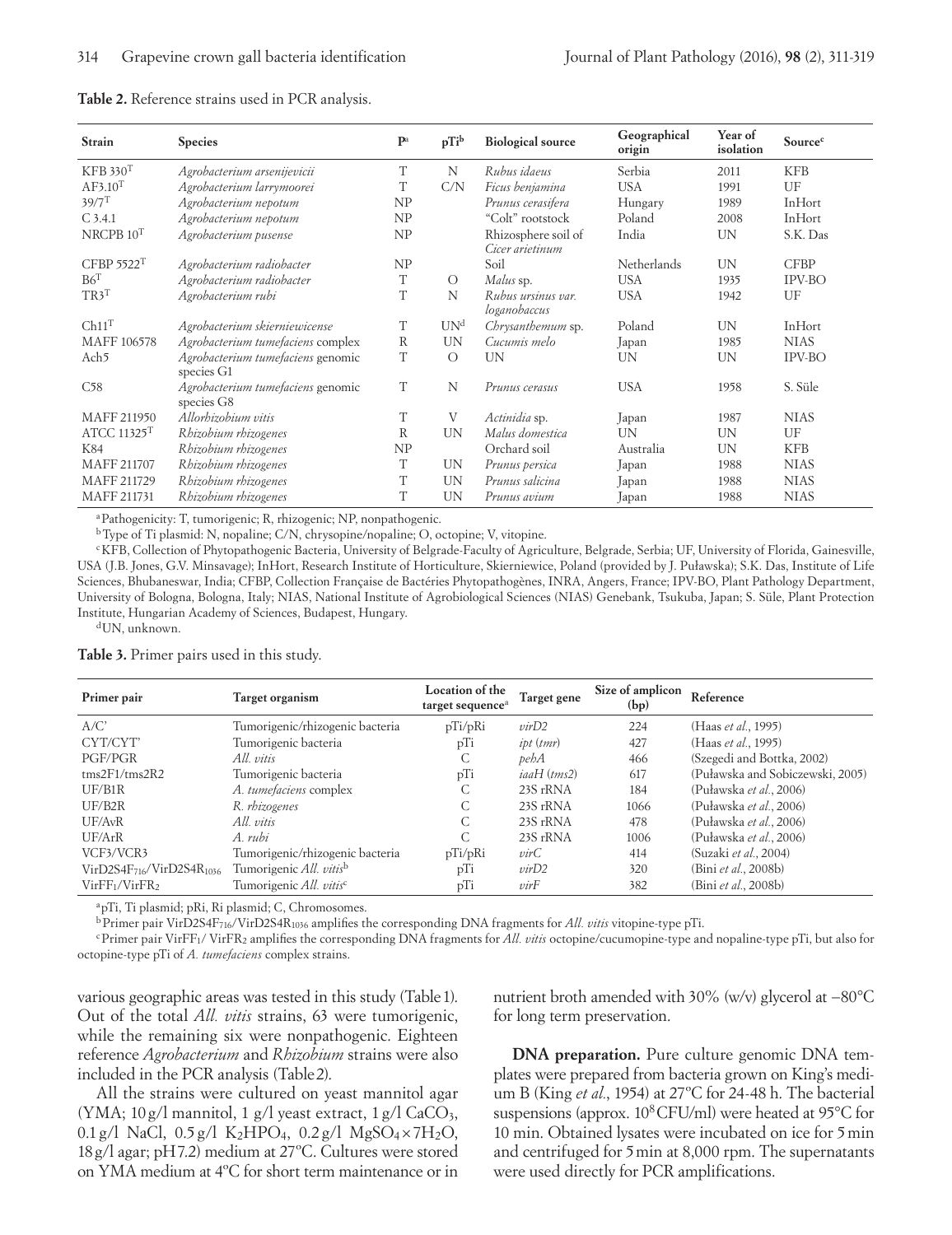**Table 2.** Reference strains used in PCR analysis.

| Strain | Species | P[a] | pTi[b] | Biological source | Geographical origin | Year of isolation | Source[c] |
|---|---|---|---|---|---|---|---|
| KFB 330[T] | *Agrobacterium arsenijevicii* | T | N | *Rubus idaeus* | Serbia | 2011 | KFB |
| AF3.10[T] | *Agrobacterium larrymoorei* | T | C/N | *Ficus benjamina* | USA | 1991 | UF |
| 39/7[T] | *Agrobacterium nepotum* | NP | | *Prunus cerasifera* | Hungary | 1989 | InHort |
| C 3.4.1 | *Agrobacterium nepotum* | NP | | "Colt" rootstock | Poland | 2008 | InHort |
| NRCPB 10[T] | *Agrobacterium pusense* | NP | | Rhizosphere soil of *Cicer arietinum* | India | UN | S.K. Das |
| CFBP 5522[T] | *Agrobacterium radiobacter* | NP | | Soil | Netherlands | UN | CFBP |
| B6[T] | *Agrobacterium radiobacter* | T | O | *Malus* sp. | USA | 1935 | IPV-BO |
| TR3[T] | *Agrobacterium rubi* | T | N | *Rubus ursinus* var. *loganobaccus* | USA | 1942 | UF |
| Ch11[T] | *Agrobacterium skierniewicense* | T | UN[d] | *Chrysanthemum* sp. | Poland | UN | InHort |
| MAFF 106578 | *Agrobacterium tumefaciens* complex | R | UN | *Cucumis melo* | Japan | 1985 | NIAS |
| Ach5 | *Agrobacterium tumefaciens* genomic species G1 | T | O | UN | UN | UN | IPV-BO |
| C58 | *Agrobacterium tumefaciens* genomic species G8 | T | N | *Prunus cerasus* | USA | 1958 | S. Süle |
| MAFF 211950 | *Allorhizobium vitis* | T | V | *Actinidia* sp. | Japan | 1987 | NIAS |
| ATCC 11325[T] | *Rhizobium rhizogenes* | R | UN | *Malus domestica* | UN | UN | UF |
| K84 | *Rhizobium rhizogenes* | NP | | Orchard soil | Australia | UN | KFB |
| MAFF 211707 | *Rhizobium rhizogenes* | T | UN | *Prunus persica* | Japan | 1988 | NIAS |
| MAFF 211729 | *Rhizobium rhizogenes* | T | UN | *Prunus salicina* | Japan | 1988 | NIAS |
| MAFF 211731 | *Rhizobium rhizogenes* | T | UN | *Prunus avium* | Japan | 1988 | NIAS |

[a] Pathogenicity: T, tumorigenic; R, rhizogenic; NP, nonpathogenic.

[b] Type of Ti plasmid: N, nopaline; C/N, chrysopine/nopaline; O, octopine; V, vitopine.

[c] KFB, Collection of Phytopathogenic Bacteria, University of Belgrade-Faculty of Agriculture, Belgrade, Serbia; UF, University of Florida, Gainesville, USA (J.B. Jones, G.V. Minsavage); InHort, Research Institute of Horticulture, Skierniewice, Poland (provided by J. Puławska); S.K. Das, Institute of Life Sciences, Bhubaneswar, India; CFBP, Collection Française de Bactéries Phytopathogènes, INRA, Angers, France; IPV-BO, Plant Pathology Department, University of Bologna, Bologna, Italy; NIAS, National Institute of Agrobiological Sciences (NIAS) Genebank, Tsukuba, Japan; S. Süle, Plant Protection Institute, Hungarian Academy of Sciences, Budapest, Hungary.

[d] UN, unknown.

**Table 3.** Primer pairs used in this study.

| Primer pair | Target organism | Location of the target sequence[a] | Target gene | Size of amplicon (bp) | Reference |
|---|---|---|---|---|---|
| A/C' | Tumorigenic/rhizogenic bacteria | pTi/pRi | *virD2* | 224 | (Haas *et al.*, 1995) |
| CYT/CYT' | Tumorigenic bacteria | pTi | *ipt* (*tmr*) | 427 | (Haas *et al.*, 1995) |
| PGF/PGR | *All. vitis* | C | *pehA* | 466 | (Szegedi and Bottka, 2002) |
| tms2F1/tms2R2 | Tumorigenic bacteria | pTi | *iaaH* (*tms2*) | 617 | (Puławska and Sobiczewski, 2005) |
| UF/B1R | *A. tumefaciens* complex | C | 23S rRNA | 184 | (Puławska *et al.*, 2006) |
| UF/B2R | *R. rhizogenes* | C | 23S rRNA | 1066 | (Puławska *et al.*, 2006) |
| UF/AvR | *All. vitis* | C | 23S rRNA | 478 | (Puławska *et al.*, 2006) |
| UF/ArR | *A. rubi* | C | 23S rRNA | 1006 | (Puławska *et al.*, 2006) |
| VCF3/VCR3 | Tumorigenic/rhizogenic bacteria | pTi/pRi | *virC* | 414 | (Suzaki *et al.*, 2004) |
| $VirD2S4F_{716}$/$VirD2S4R_{1036}$ | Tumorigenic *All. vitis*[b] | pTi | *virD2* | 320 | (Bini *et al.*, 2008b) |
| $VirFF_1$/$VirFR_2$ | Tumorigenic *All. vitis*[c] | pTi | *virF* | 382 | (Bini *et al.*, 2008b) |

[a] pTi, Ti plasmid; pRi, Ri plasmid; C, Chromosomes.

[b] Primer pair $VirD2S4F_{716}$/$VirD2S4R_{1036}$ amplifies the corresponding DNA fragments for *All. vitis* vitopine-type pTi.

[c] Primer pair $VirFF_1$/ $VirFR_2$ amplifies the corresponding DNA fragments for *All. vitis* octopine/cucumopine-type and nopaline-type pTi, but also for octopine-type pTi of *A. tumefaciens* complex strains.

various geographic areas was tested in this study (Table 1). Out of the total *All. vitis* strains, 63 were tumorigenic, while the remaining six were nonpathogenic. Eighteen reference *Agrobacterium* and *Rhizobium* strains were also included in the PCR analysis (Table 2).

All the strains were cultured on yeast mannitol agar (YMA; 10 g/l mannitol, 1 g/l yeast extract, 1 g/l $CaCO_3$, 0.1 g/l NaCl, 0.5 g/l $K_2HPO_4$, 0.2 g/l $MgSO_4 \times 7H_2O$, 18 g/l agar; pH 7.2) medium at 27°C. Cultures were stored on YMA medium at 4°C for short term maintenance or in nutrient broth amended with 30% (w/v) glycerol at −80°C for long term preservation.

**DNA preparation.** Pure culture genomic DNA templates were prepared from bacteria grown on King's medium B (King *et al.*, 1954) at 27°C for 24-48 h. The bacterial suspensions (approx. $10^8$ CFU/ml) were heated at 95°C for 10 min. Obtained lysates were incubated on ice for 5 min and centrifuged for 5 min at 8,000 rpm. The supernatants were used directly for PCR amplifications.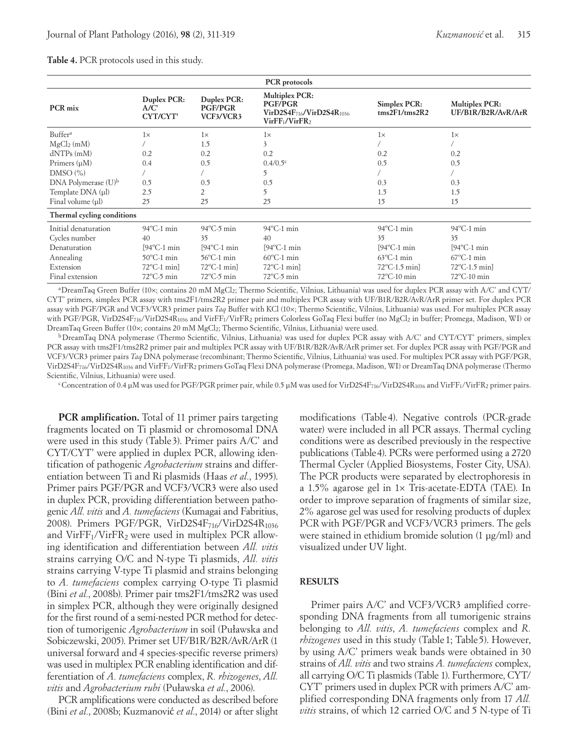**Table 4.** PCR protocols used in this study.

| PCR mix | Duplex PCR: A/C' CYT/CYT' | Duplex PCR: PGF/PGR VCF3/VCR3 | Multiplex PCR: PGF/PGR $VirD2S4F_{716}$/$VirD2S4R_{1036}$ $VirFF_1$/$VirFR_2$ | Simplex PCR: tms2F1/tms2R2 | Multiplex PCR: UF/B1R/B2R/AvR/ArR |
|---|---|---|---|---|---|
| | | | **PCR protocols** | | |
| Buffer[a] | 1× | 1× | 1× | 1× | 1× |
| $MgCl_2$ (mM) | / | 1.5 | 3 | / | / |
| dNTPs (mM) | 0.2 | 0.2 | 0.2 | 0.2 | 0.2 |
| Primers (µM) | 0.4 | 0.5 | 0.4/0.5[c] | 0.5 | 0.5 |
| DMSO (%) | / | / | 5 | / | / |
| DNA Polymerase (U)[b] | 0.5 | 0.5 | 0.5 | 0.3 | 0.3 |
| Template DNA (µl) | 2.5 | 2 | 5 | 1.5 | 1.5 |
| Final volume (µl) | 25 | 25 | 25 | 15 | 15 |
| **Thermal cycling conditions** | | | | | |
| Initial denaturation | 94°C-1 min | 94°C-5 min | 94°C-1 min | 94°C-1 min | 94°C-1 min |
| Cycles number | 40 | 35 | 40 | 35 | 35 |
| Denaturation | [94°C-1 min | [94°C-1 min | [94°C-1 min | [94°C-1 min | [94°C-1 min |
| Annealing | 50°C-1 min | 56°C-1 min | 60°C-1 min | 63°C-1 min | 67°C-1 min |
| Extension | 72°C-1 min] | 72°C-1 min] | 72°C-1 min] | 72°C-1.5 min] | 72°C-1.5 min] |
| Final extension | 72°C-5 min | 72°C-5 min | 72°C-5 min | 72°C-10 min | 72°C-10 min |

[a] DreamTaq Green Buffer (10×; contains 20 mM $MgCl_2$; Thermo Scientific, Vilnius, Lithuania) was used for duplex PCR assay with A/C' and CYT/CYT' primers, simplex PCR assay with tms2F1/tms2R2 primer pair and multiplex PCR assay with UF/B1R/B2R/AvR/ArR primer set. For duplex PCR assay with PGF/PGR and VCF3/VCR3 primer pairs *Taq* Buffer with KCl (10×; Thermo Scientific, Vilnius, Lithuania) was used. For multiplex PCR assay with PGF/PGR, $VirD2S4F_{716}$/$VirD2S4R_{1036}$ and $VirFF_1$/$VirFR_2$ primers Colorless GoTaq Flexi buffer (no $MgCl_2$ in buffer; Promega, Madison, WI) or DreamTaq Green Buffer (10×; contains 20 mM $MgCl_2$; Thermo Scientific, Vilnius, Lithuania) were used.

[b] DreamTaq DNA polymerase (Thermo Scientific, Vilnius, Lithuania) was used for duplex PCR assay with A/C' and CYT/CYT' primers, simplex PCR assay with tms2F1/tms2R2 primer pair and multiplex PCR assay with UF/B1R/B2R/AvR/ArR primer set. For duplex PCR assay with PGF/PGR and VCF3/VCR3 primer pairs *Taq* DNA polymerase (recombinant; Thermo Scientific, Vilnius, Lithuania) was used. For multiplex PCR assay with PGF/PGR, $VirD2S4F_{716}$/$VirD2S4R_{1036}$ and $VirFF_1$/$VirFR_2$ primers GoTaq Flexi DNA polymerase (Promega, Madison, WI) or DreamTaq DNA polymerase (Thermo Scientific, Vilnius, Lithuania) were used.

[c] Concentration of 0.4 µM was used for PGF/PGR primer pair, while 0.5 µM was used for $VirD2S4F_{716}$/$VirD2S4R_{1036}$ and $VirFF_1$/$VirFR_2$ primer pairs.

**PCR amplification.** Total of 11 primer pairs targeting fragments located on Ti plasmid or chromosomal DNA were used in this study (Table 3). Primer pairs A/C' and CYT/CYT' were applied in duplex PCR, allowing identification of pathogenic *Agrobacterium* strains and differentiation between Ti and Ri plasmids (Haas *et al.*, 1995). Primer pairs PGF/PGR and VCF3/VCR3 were also used in duplex PCR, providing differentiation between pathogenic *All. vitis* and *A. tumefaciens* (Kumagai and Fabritius, 2008). Primers PGF/PGR, $VirD2S4F_{716}$/$VirD2S4R_{1036}$ and $VirFF_1$/$VirFR_2$ were used in multiplex PCR allowing identification and differentiation between *All. vitis* strains carrying O/C and N-type Ti plasmids, *All. vitis* strains carrying V-type Ti plasmid and strains belonging to *A. tumefaciens* complex carrying O-type Ti plasmid (Bini *et al.*, 2008b). Primer pair tms2F1/tms2R2 was used in simplex PCR, although they were originally designed for the first round of a semi-nested PCR method for detection of tumorigenic *Agrobacterium* in soil (Puławska and Sobiczewski, 2005). Primer set UF/B1R/B2R/AvR/ArR (1 universal forward and 4 species-specific reverse primers) was used in multiplex PCR enabling identification and differentiation of *A. tumefaciens* complex, *R. rhizogenes*, *All. vitis* and *Agrobacterium rubi* (Puławska *et al.*, 2006).

PCR amplifications were conducted as described before (Bini *et al.*, 2008b; Kuzmanović *et al.*, 2014) or after slight modifications (Table 4). Negative controls (PCR-grade water) were included in all PCR assays. Thermal cycling conditions were as described previously in the respective publications (Table 4). PCRs were performed using a 2720 Thermal Cycler (Applied Biosystems, Foster City, USA). The PCR products were separated by electrophoresis in a 1.5% agarose gel in 1× Tris-acetate-EDTA (TAE). In order to improve separation of fragments of similar size, 2% agarose gel was used for resolving products of duplex PCR with PGF/PGR and VCF3/VCR3 primers. The gels were stained in ethidium bromide solution (1 µg/ml) and visualized under UV light.

## RESULTS

Primer pairs A/C' and VCF3/VCR3 amplified corresponding DNA fragments from all tumorigenic strains belonging to *All. vitis*, *A. tumefaciens* complex and *R. rhizogenes* used in this study (Table 1; Table 5). However, by using A/C' primers weak bands were obtained in 30 strains of *All. vitis* and two strains *A. tumefaciens* complex, all carrying O/C Ti plasmids (Table 1). Furthermore, CYT/CYT' primers used in duplex PCR with primers A/C' amplified corresponding DNA fragments only from 17 *All. vitis* strains, of which 12 carried O/C and 5 N-type of Ti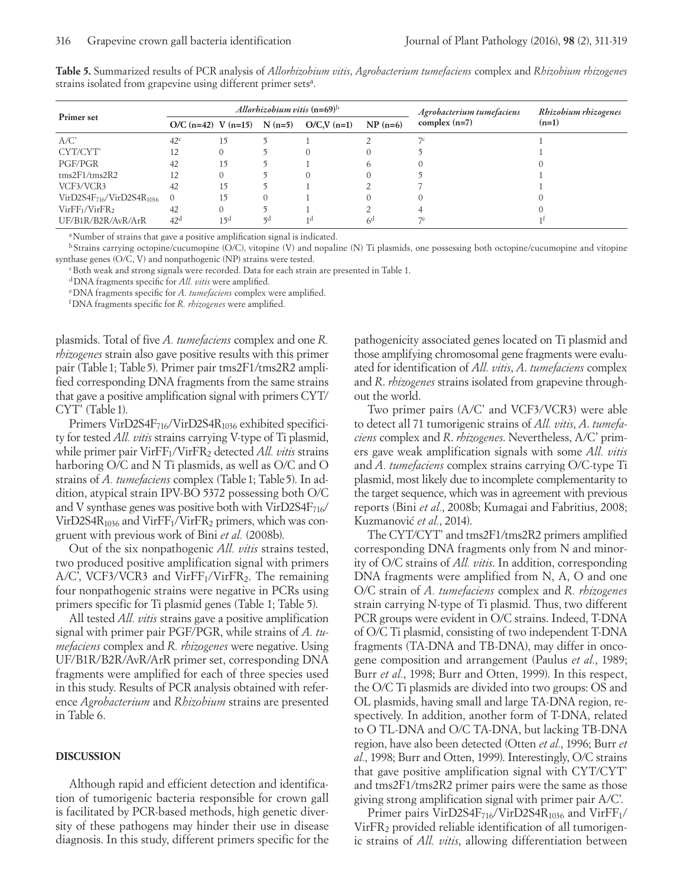**Table 5.** Summarized results of PCR analysis of *Allorhizobium vitis*, *Agrobacterium tumefaciens* complex and *Rhizobium rhizogenes* strains isolated from grapevine using different primer sets[a].

| Primer set | *Allorhizobium vitis* (n=69)[b] | | | | | *Agrobacterium tumefaciens* complex (n=7) | *Rhizobium rhizogenes* (n=1) |
|---|---|---|---|---|---|---|---|
| | O/C (n=42) | V (n=15) | N (n=5) | O/C,V (n=1) | NP (n=6) | | |
| A/C' | 42[c] | 15 | 5 | 1 | 2 | 7[c] | 1 |
| CYT/CYT' | 12 | 0 | 5 | 0 | 0 | 5 | 1 |
| PGF/PGR | 42 | 15 | 5 | 1 | 6 | 0 | 0 |
| tms2F1/tms2R2 | 12 | 0 | 5 | 0 | 0 | 5 | 1 |
| VCF3/VCR3 | 42 | 15 | 5 | 1 | 2 | 7 | 1 |
| $VirD2S4F_{716}/VirD2S4R_{1036}$ | 0 | 15 | 0 | 1 | 0 | 0 | 0 |
| $VirFF_1/VirFR_2$ | 42 | 0 | 5 | 1 | 2 | 4 | 0 |
| UF/B1R/B2R/AvR/ArR | 42[d] | 15[d] | 5[d] | 1[d] | 6[d] | 7[e] | 1[f] |

[a] Number of strains that gave a positive amplification signal is indicated.
[b] Strains carrying octopine/cucumopine (O/C), vitopine (V) and nopaline (N) Ti plasmids, one possessing both octopine/cucumopine and vitopine synthase genes (O/C, V) and nonpathogenic (NP) strains were tested.
[c] Both weak and strong signals were recorded. Data for each strain are presented in Table 1.
[d] DNA fragments specific for *All. vitis* were amplified.
[e] DNA fragments specific for *A. tumefaciens* complex were amplified.
[f] DNA fragments specific for *R. rhizogenes* were amplified.

plasmids. Total of five *A. tumefaciens* complex and one *R. rhizogenes* strain also gave positive results with this primer pair (Table 1; Table 5). Primer pair tms2F1/tms2R2 amplified corresponding DNA fragments from the same strains that gave a positive amplification signal with primers CYT/CYT' (Table 1).

Primers $VirD2S4F_{716}/VirD2S4R_{1036}$ exhibited specificity for tested *All. vitis* strains carrying V-type of Ti plasmid, while primer pair $VirFF_1/VirFR_2$ detected *All. vitis* strains harboring O/C and N Ti plasmids, as well as O/C and O strains of *A. tumefaciens* complex (Table 1; Table 5). In addition, atypical strain IPV-BO 5372 possessing both O/C and V synthase genes was positive both with $VirD2S4F_{716}/VirD2S4R_{1036}$ and $VirFF_1/VirFR_2$ primers, which was congruent with previous work of Bini *et al.* (2008b).

Out of the six nonpathogenic *All. vitis* strains tested, two produced positive amplification signal with primers A/C', VCF3/VCR3 and $VirFF_1/VirFR_2$. The remaining four nonpathogenic strains were negative in PCRs using primers specific for Ti plasmid genes (Table 1; Table 5).

All tested *All. vitis* strains gave a positive amplification signal with primer pair PGF/PGR, while strains of *A. tumefaciens* complex and *R. rhizogenes* were negative. Using UF/B1R/B2R/AvR/ArR primer set, corresponding DNA fragments were amplified for each of three species used in this study. Results of PCR analysis obtained with reference *Agrobacterium* and *Rhizobium* strains are presented in Table 6.

## DISCUSSION

Although rapid and efficient detection and identification of tumorigenic bacteria responsible for crown gall is facilitated by PCR-based methods, high genetic diversity of these pathogens may hinder their use in disease diagnosis. In this study, different primers specific for the pathogenicity associated genes located on Ti plasmid and those amplifying chromosomal gene fragments were evaluated for identification of *All. vitis*, *A. tumefaciens* complex and *R. rhizogenes* strains isolated from grapevine throughout the world.

Two primer pairs (A/C' and VCF3/VCR3) were able to detect all 71 tumorigenic strains of *All. vitis*, *A. tumefaciens* complex and *R. rhizogenes*. Nevertheless, A/C' primers gave weak amplification signals with some *All. vitis* and *A. tumefaciens* complex strains carrying O/C-type Ti plasmid, most likely due to incomplete complementarity to the target sequence, which was in agreement with previous reports (Bini *et al.*, 2008b; Kumagai and Fabritius, 2008; Kuzmanović *et al.*, 2014).

The CYT/CYT' and tms2F1/tms2R2 primers amplified corresponding DNA fragments only from N and minority of O/C strains of *All. vitis*. In addition, corresponding DNA fragments were amplified from N, A, O and one O/C strain of *A. tumefaciens* complex and *R. rhizogenes* strain carrying N-type of Ti plasmid. Thus, two different PCR groups were evident in O/C strains. Indeed, T-DNA of O/C Ti plasmid, consisting of two independent T-DNA fragments (TA-DNA and TB-DNA), may differ in oncogene composition and arrangement (Paulus *et al.*, 1989; Burr *et al.*, 1998; Burr and Otten, 1999). In this respect, the O/C Ti plasmids are divided into two groups: OS and OL plasmids, having small and large TA-DNA region, respectively. In addition, another form of T-DNA, related to O TL-DNA and O/C TA-DNA, but lacking TB-DNA region, have also been detected (Otten *et al.*, 1996; Burr *et al.*, 1998; Burr and Otten, 1999). Interestingly, O/C strains that gave positive amplification signal with CYT/CYT' and tms2F1/tms2R2 primer pairs were the same as those giving strong amplification signal with primer pair A/C'.

Primer pairs $VirD2S4F_{716}/VirD2S4R_{1036}$ and $VirFF_1/VirFR_2$ provided reliable identification of all tumorigenic strains of *All. vitis*, allowing differentiation between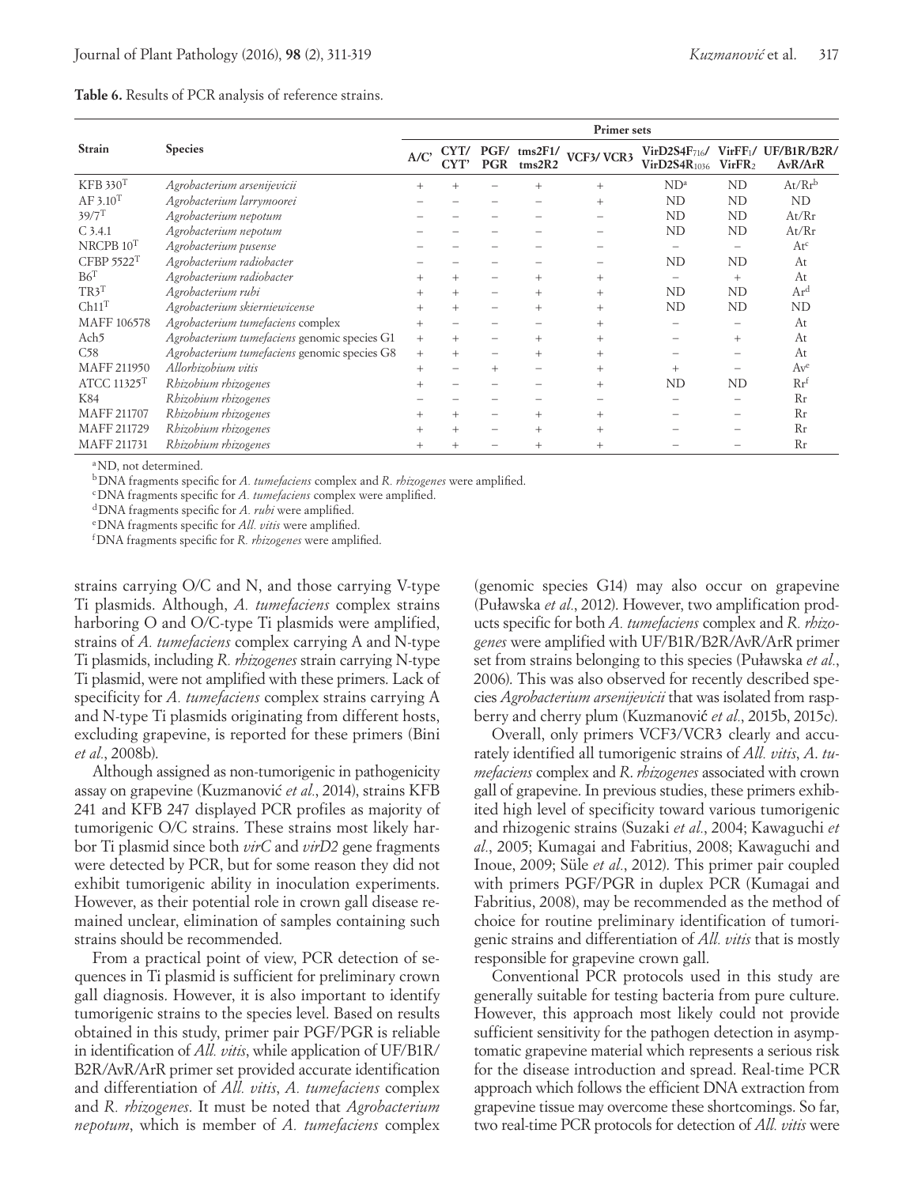**Table 6.** Results of PCR analysis of reference strains.

| Strain | Species | Primer sets | | | | | | | |
|---|---|---|---|---|---|---|---|---|---|
| | | A/C' | CYT/ CYT' | PGF/ PGR | tms2F1/ tms2R2 | VCF3/ VCR3 | VirD2S4F716/ VirD2S4R1036 | VirFF1/ VirFR2 | UF/B1R/B2R/ AvR/ArR |
| KFB 330T | *Agrobacterium arsenijevicii* | + | + | − | + | + | ND[a] | ND | At/Rr[b] |
| AF 3.10T | *Agrobacterium larrymoorei* | − | − | − | − | + | ND | ND | ND |
| 39/7T | *Agrobacterium nepotum* | − | − | − | − | − | ND | ND | At/Rr |
| C 3.4.1 | *Agrobacterium nepotum* | − | − | − | − | − | ND | ND | At/Rr |
| NRCPB 10T | *Agrobacterium pusense* | − | − | − | − | − | − | − | At[c] |
| CFBP 5522T | *Agrobacterium radiobacter* | − | − | − | − | − | ND | ND | At |
| B6T | *Agrobacterium radiobacter* | + | + | − | + | + | − | + | At |
| TR3T | *Agrobacterium rubi* | + | + | − | + | + | ND | ND | Ar[d] |
| Ch11T | *Agrobacterium skierniewicense* | + | + | − | + | + | ND | ND | ND |
| MAFF 106578 | *Agrobacterium tumefaciens* complex | + | − | − | − | + | − | − | At |
| Ach5 | *Agrobacterium tumefaciens* genomic species G1 | + | + | − | + | + | − | + | At |
| C58 | *Agrobacterium tumefaciens* genomic species G8 | + | + | − | + | + | − | − | At |
| MAFF 211950 | *Allorhizobium vitis* | + | − | + | − | + | + | − | Av[e] |
| ATCC 11325T | *Rhizobium rhizogenes* | + | − | − | − | + | ND | ND | Rr[f] |
| K84 | *Rhizobium rhizogenes* | − | − | − | − | − | − | − | Rr |
| MAFF 211707 | *Rhizobium rhizogenes* | + | + | − | + | + | − | − | Rr |
| MAFF 211729 | *Rhizobium rhizogenes* | + | + | − | + | + | − | − | Rr |
| MAFF 211731 | *Rhizobium rhizogenes* | + | + | − | + | + | − | − | Rr |

[a] ND, not determined.
[b] DNA fragments specific for *A. tumefaciens* complex and *R. rhizogenes* were amplified.
[c] DNA fragments specific for *A. tumefaciens* complex were amplified.
[d] DNA fragments specific for *A. rubi* were amplified.
[e] DNA fragments specific for *All. vitis* were amplified.
[f] DNA fragments specific for *R. rhizogenes* were amplified.

strains carrying O/C and N, and those carrying V-type Ti plasmids. Although, *A. tumefaciens* complex strains harboring O and O/C-type Ti plasmids were amplified, strains of *A. tumefaciens* complex carrying A and N-type Ti plasmids, including *R. rhizogenes* strain carrying N-type Ti plasmid, were not amplified with these primers. Lack of specificity for *A. tumefaciens* complex strains carrying A and N-type Ti plasmids originating from different hosts, excluding grapevine, is reported for these primers (Bini *et al*., 2008b).

Although assigned as non-tumorigenic in pathogenicity assay on grapevine (Kuzmanović *et al*., 2014), strains KFB 241 and KFB 247 displayed PCR profiles as majority of tumorigenic O/C strains. These strains most likely harbor Ti plasmid since both *virC* and *virD2* gene fragments were detected by PCR, but for some reason they did not exhibit tumorigenic ability in inoculation experiments. However, as their potential role in crown gall disease remained unclear, elimination of samples containing such strains should be recommended.

From a practical point of view, PCR detection of sequences in Ti plasmid is sufficient for preliminary crown gall diagnosis. However, it is also important to identify tumorigenic strains to the species level. Based on results obtained in this study, primer pair PGF/PGR is reliable in identification of *All. vitis*, while application of UF/B1R/B2R/AvR/ArR primer set provided accurate identification and differentiation of *All. vitis*, *A. tumefaciens* complex and *R. rhizogenes*. It must be noted that *Agrobacterium nepotum*, which is member of *A. tumefaciens* complex (genomic species G14) may also occur on grapevine (Puławska *et al*., 2012). However, two amplification products specific for both *A. tumefaciens* complex and *R. rhizogenes* were amplified with UF/B1R/B2R/AvR/ArR primer set from strains belonging to this species (Puławska *et al*., 2006). This was also observed for recently described species *Agrobacterium arsenijevicii* that was isolated from raspberry and cherry plum (Kuzmanović *et al*., 2015b, 2015c).

Overall, only primers VCF3/VCR3 clearly and accurately identified all tumorigenic strains of *All. vitis*, *A. tumefaciens* complex and *R. rhizogenes* associated with crown gall of grapevine. In previous studies, these primers exhibited high level of specificity toward various tumorigenic and rhizogenic strains (Suzaki *et al*., 2004; Kawaguchi *et al*., 2005; Kumagai and Fabritius, 2008; Kawaguchi and Inoue, 2009; Süle *et al*., 2012). This primer pair coupled with primers PGF/PGR in duplex PCR (Kumagai and Fabritius, 2008), may be recommended as the method of choice for routine preliminary identification of tumorigenic strains and differentiation of *All. vitis* that is mostly responsible for grapevine crown gall.

Conventional PCR protocols used in this study are generally suitable for testing bacteria from pure culture. However, this approach most likely could not provide sufficient sensitivity for the pathogen detection in asymptomatic grapevine material which represents a serious risk for the disease introduction and spread. Real-time PCR approach which follows the efficient DNA extraction from grapevine tissue may overcome these shortcomings. So far, two real-time PCR protocols for detection of *All. vitis* were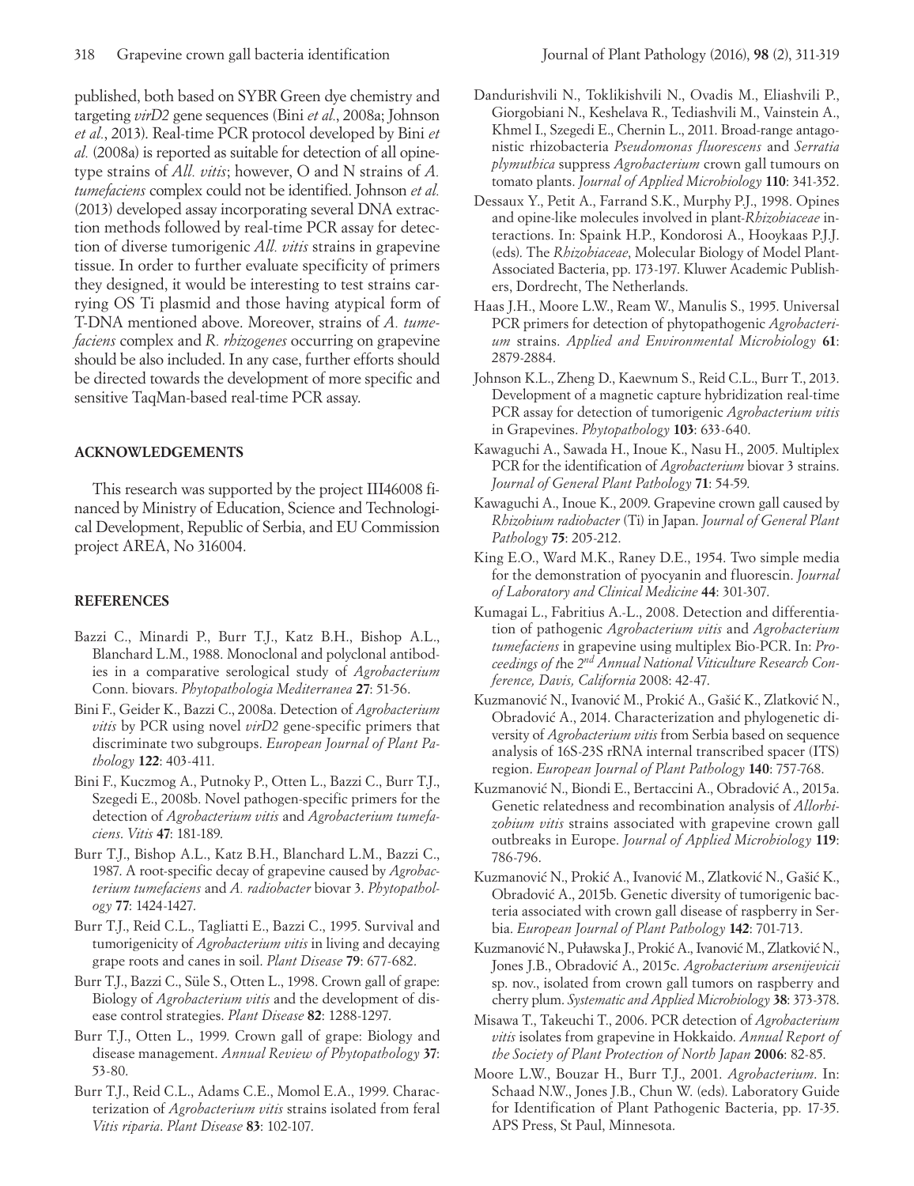published, both based on SYBR Green dye chemistry and targeting *virD2* gene sequences (Bini *et al*., 2008a; Johnson *et al*., 2013). Real-time PCR protocol developed by Bini *et al.* (2008a) is reported as suitable for detection of all opine-type strains of *All. vitis*; however, O and N strains of *A. tumefaciens* complex could not be identified. Johnson *et al.* (2013) developed assay incorporating several DNA extraction methods followed by real-time PCR assay for detection of diverse tumorigenic *All. vitis* strains in grapevine tissue. In order to further evaluate specificity of primers they designed, it would be interesting to test strains carrying OS Ti plasmid and those having atypical form of T-DNA mentioned above. Moreover, strains of *A. tumefaciens* complex and *R. rhizogenes* occurring on grapevine should be also included. In any case, further efforts should be directed towards the development of more specific and sensitive TaqMan-based real-time PCR assay.

## ACKNOWLEDGEMENTS

This research was supported by the project III46008 financed by Ministry of Education, Science and Technological Development, Republic of Serbia, and EU Commission project AREA, No 316004.

## REFERENCES

Bazzi C., Minardi P., Burr T.J., Katz B.H., Bishop A.L., Blanchard L.M., 1988. Monoclonal and polyclonal antibodies in a comparative serological study of *Agrobacterium* Conn. biovars. *Phytopathologia Mediterranea* **27**: 51-56.

Bini F., Geider K., Bazzi C., 2008a. Detection of *Agrobacterium vitis* by PCR using novel *virD2* gene-specific primers that discriminate two subgroups. *European Journal of Plant Pathology* **122**: 403-411.

Bini F., Kuczmog A., Putnoky P., Otten L., Bazzi C., Burr T.J., Szegedi E., 2008b. Novel pathogen-specific primers for the detection of *Agrobacterium vitis* and *Agrobacterium tumefaciens*. *Vitis* **47**: 181-189.

Burr T.J., Bishop A.L., Katz B.H., Blanchard L.M., Bazzi C., 1987. A root-specific decay of grapevine caused by *Agrobacterium tumefaciens* and *A. radiobacter* biovar 3. *Phytopathology* **77**: 1424-1427.

Burr T.J., Reid C.L., Tagliatti E., Bazzi C., 1995. Survival and tumorigenicity of *Agrobacterium vitis* in living and decaying grape roots and canes in soil. *Plant Disease* **79**: 677-682.

Burr T.J., Bazzi C., Süle S., Otten L., 1998. Crown gall of grape: Biology of *Agrobacterium vitis* and the development of disease control strategies. *Plant Disease* **82**: 1288-1297.

Burr T.J., Otten L., 1999. Crown gall of grape: Biology and disease management. *Annual Review of Phytopathology* **37**: 53-80.

Burr T.J., Reid C.L., Adams C.E., Momol E.A., 1999. Characterization of *Agrobacterium vitis* strains isolated from feral *Vitis riparia*. *Plant Disease* **83**: 102-107.

Dandurishvili N., Toklikishvili N., Ovadis M., Eliashvili P., Giorgobiani N., Keshelava R., Tediashvili M., Vainstein A., Khmel I., Szegedi E., Chernin L., 2011. Broad-range antagonistic rhizobacteria *Pseudomonas fluorescens* and *Serratia plymuthica* suppress *Agrobacterium* crown gall tumours on tomato plants. *Journal of Applied Microbiology* **110**: 341-352.

Dessaux Y., Petit A., Farrand S.K., Murphy P.J., 1998. Opines and opine-like molecules involved in plant-*Rhizobiaceae* interactions. In: Spaink H.P., Kondorosi A., Hooykaas P.J.J. (eds). The *Rhizobiaceae*, Molecular Biology of Model Plant-Associated Bacteria, pp. 173-197. Kluwer Academic Publishers, Dordrecht, The Netherlands.

Haas J.H., Moore L.W., Ream W., Manulis S., 1995. Universal PCR primers for detection of phytopathogenic *Agrobacterium* strains. *Applied and Environmental Microbiology* **61**: 2879-2884.

Johnson K.L., Zheng D., Kaewnum S., Reid C.L., Burr T., 2013. Development of a magnetic capture hybridization real-time PCR assay for detection of tumorigenic *Agrobacterium vitis* in Grapevines. *Phytopathology* **103**: 633-640.

Kawaguchi A., Sawada H., Inoue K., Nasu H., 2005. Multiplex PCR for the identification of *Agrobacterium* biovar 3 strains. *Journal of General Plant Pathology* **71**: 54-59.

Kawaguchi A., Inoue K., 2009. Grapevine crown gall caused by *Rhizobium radiobacter* (Ti) in Japan. *Journal of General Plant Pathology* **75**: 205-212.

King E.O., Ward M.K., Raney D.E., 1954. Two simple media for the demonstration of pyocyanin and fluorescin. *Journal of Laboratory and Clinical Medicine* **44**: 301-307.

Kumagai L., Fabritius A.-L., 2008. Detection and differentiation of pathogenic *Agrobacterium vitis* and *Agrobacterium tumefaciens* in grapevine using multiplex Bio-PCR. In: *Proceedings of the 2nd Annual National Viticulture Research Conference, Davis, California* 2008: 42-47.

Kuzmanović N., Ivanović M., Prokić A., Gašić K., Zlatković N., Obradović A., 2014. Characterization and phylogenetic diversity of *Agrobacterium vitis* from Serbia based on sequence analysis of 16S-23S rRNA internal transcribed spacer (ITS) region. *European Journal of Plant Pathology* **140**: 757-768.

Kuzmanović N., Biondi E., Bertaccini A., Obradović A., 2015a. Genetic relatedness and recombination analysis of *Allorhizobium vitis* strains associated with grapevine crown gall outbreaks in Europe. *Journal of Applied Microbiology* **119**: 786-796.

Kuzmanović N., Prokić A., Ivanović M., Zlatković N., Gašić K., Obradović A., 2015b. Genetic diversity of tumorigenic bacteria associated with crown gall disease of raspberry in Serbia. *European Journal of Plant Pathology* **142**: 701-713.

Kuzmanović N., Puławska J., Prokić A., Ivanović M., Zlatković N., Jones J.B., Obradović A., 2015c. *Agrobacterium arsenijevicii* sp. nov., isolated from crown gall tumors on raspberry and cherry plum. *Systematic and Applied Microbiology* **38**: 373-378.

Misawa T., Takeuchi T., 2006. PCR detection of *Agrobacterium vitis* isolates from grapevine in Hokkaido. *Annual Report of the Society of Plant Protection of North Japan* **2006**: 82-85.

Moore L.W., Bouzar H., Burr T.J., 2001. *Agrobacterium*. In: Schaad N.W., Jones J.B., Chun W. (eds). Laboratory Guide for Identification of Plant Pathogenic Bacteria, pp. 17-35. APS Press, St Paul, Minnesota.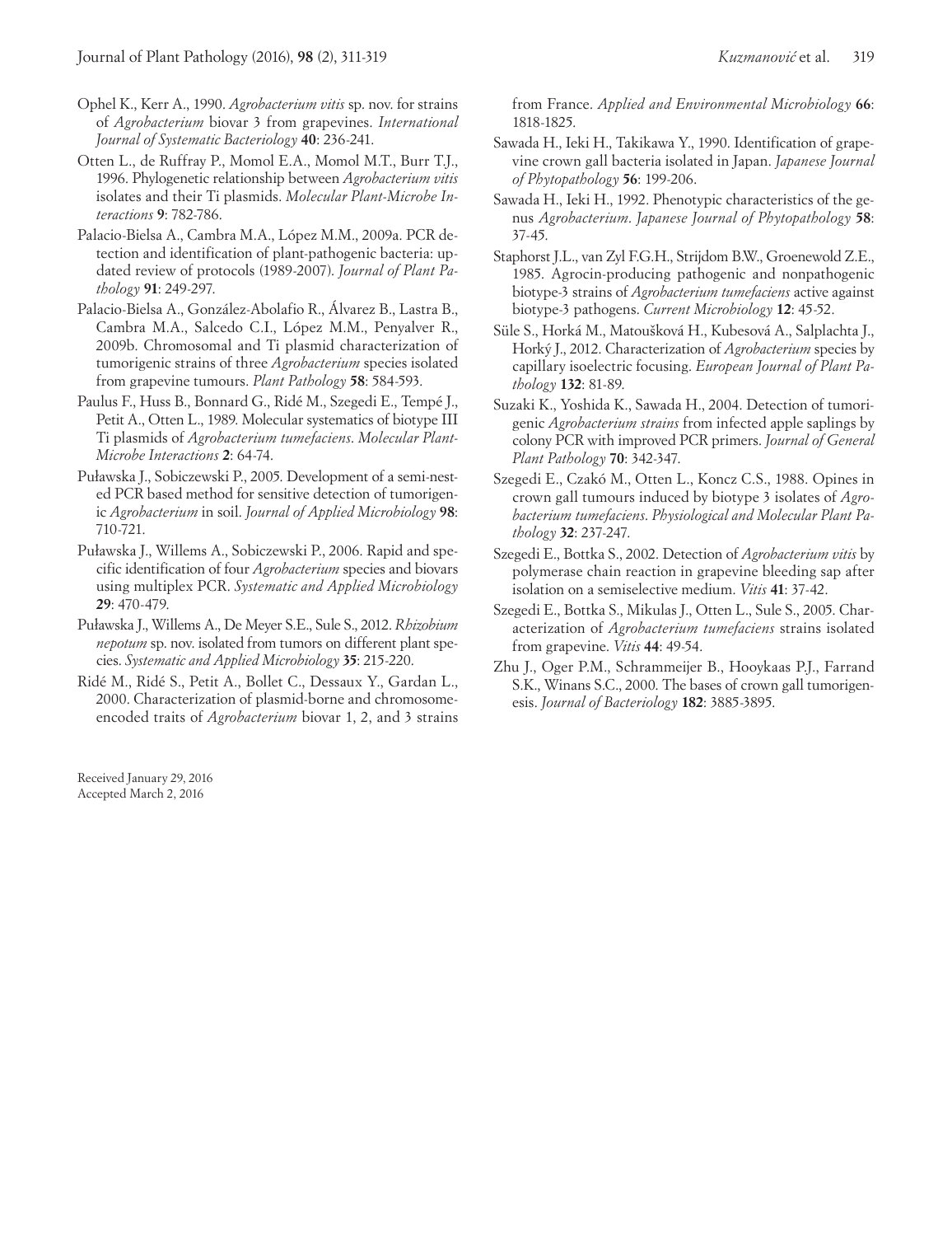Ophel K., Kerr A., 1990. *Agrobacterium vitis* sp. nov. for strains of *Agrobacterium* biovar 3 from grapevines. *International Journal of Systematic Bacteriology* **40**: 236-241.

Otten L., de Ruffray P., Momol E.A., Momol M.T., Burr T.J., 1996. Phylogenetic relationship between *Agrobacterium vitis* isolates and their Ti plasmids. *Molecular Plant-Microbe Interactions* **9**: 782-786.

Palacio-Bielsa A., Cambra M.A., López M.M., 2009a. PCR detection and identification of plant-pathogenic bacteria: updated review of protocols (1989-2007). *Journal of Plant Pathology* **91**: 249-297.

Palacio-Bielsa A., González-Abolafio R., Álvarez B., Lastra B., Cambra M.A., Salcedo C.I., López M.M., Penyalver R., 2009b. Chromosomal and Ti plasmid characterization of tumorigenic strains of three *Agrobacterium* species isolated from grapevine tumours. *Plant Pathology* **58**: 584-593.

Paulus F., Huss B., Bonnard G., Ridé M., Szegedi E., Tempé J., Petit A., Otten L., 1989. Molecular systematics of biotype III Ti plasmids of *Agrobacterium tumefaciens*. *Molecular Plant-Microbe Interactions* **2**: 64-74.

Puławska J., Sobiczewski P., 2005. Development of a semi-nested PCR based method for sensitive detection of tumorigenic *Agrobacterium* in soil. *Journal of Applied Microbiology* **98**: 710-721.

Puławska J., Willems A., Sobiczewski P., 2006. Rapid and specific identification of four *Agrobacterium* species and biovars using multiplex PCR. *Systematic and Applied Microbiology* **29**: 470-479.

Puławska J., Willems A., De Meyer S.E., Sule S., 2012. *Rhizobium nepotum* sp. nov. isolated from tumors on different plant species. *Systematic and Applied Microbiology* **35**: 215-220.

Ridé M., Ridé S., Petit A., Bollet C., Dessaux Y., Gardan L., 2000. Characterization of plasmid-borne and chromosome-encoded traits of *Agrobacterium* biovar 1, 2, and 3 strains from France. *Applied and Environmental Microbiology* **66**: 1818-1825.

Sawada H., Ieki H., Takikawa Y., 1990. Identification of grapevine crown gall bacteria isolated in Japan. *Japanese Journal of Phytopathology* **56**: 199-206.

Sawada H., Ieki H., 1992. Phenotypic characteristics of the genus *Agrobacterium*. *Japanese Journal of Phytopathology* **58**: 37-45.

Staphorst J.L., van Zyl F.G.H., Strijdom B.W., Groenewold Z.E., 1985. Agrocin-producing pathogenic and nonpathogenic biotype-3 strains of *Agrobacterium tumefaciens* active against biotype-3 pathogens. *Current Microbiology* **12**: 45-52.

Süle S., Horká M., Matoušková H., Kubesová A., Salplachta J., Horký J., 2012. Characterization of *Agrobacterium* species by capillary isoelectric focusing. *European Journal of Plant Pathology* **132**: 81-89.

Suzaki K., Yoshida K., Sawada H., 2004. Detection of tumorigenic *Agrobacterium strains* from infected apple saplings by colony PCR with improved PCR primers. *Journal of General Plant Pathology* **70**: 342-347.

Szegedi E., Czakó M., Otten L., Koncz C.S., 1988. Opines in crown gall tumours induced by biotype 3 isolates of *Agrobacterium tumefaciens*. *Physiological and Molecular Plant Pathology* **32**: 237-247.

Szegedi E., Bottka S., 2002. Detection of *Agrobacterium vitis* by polymerase chain reaction in grapevine bleeding sap after isolation on a semiselective medium. *Vitis* **41**: 37-42.

Szegedi E., Bottka S., Mikulas J., Otten L., Sule S., 2005. Characterization of *Agrobacterium tumefaciens* strains isolated from grapevine. *Vitis* **44**: 49-54.

Zhu J., Oger P.M., Schrammeijer B., Hooykaas P.J., Farrand S.K., Winans S.C., 2000. The bases of crown gall tumorigenesis. *Journal of Bacteriology* **182**: 3885-3895.

Received January 29, 2016
Accepted March 2, 2016